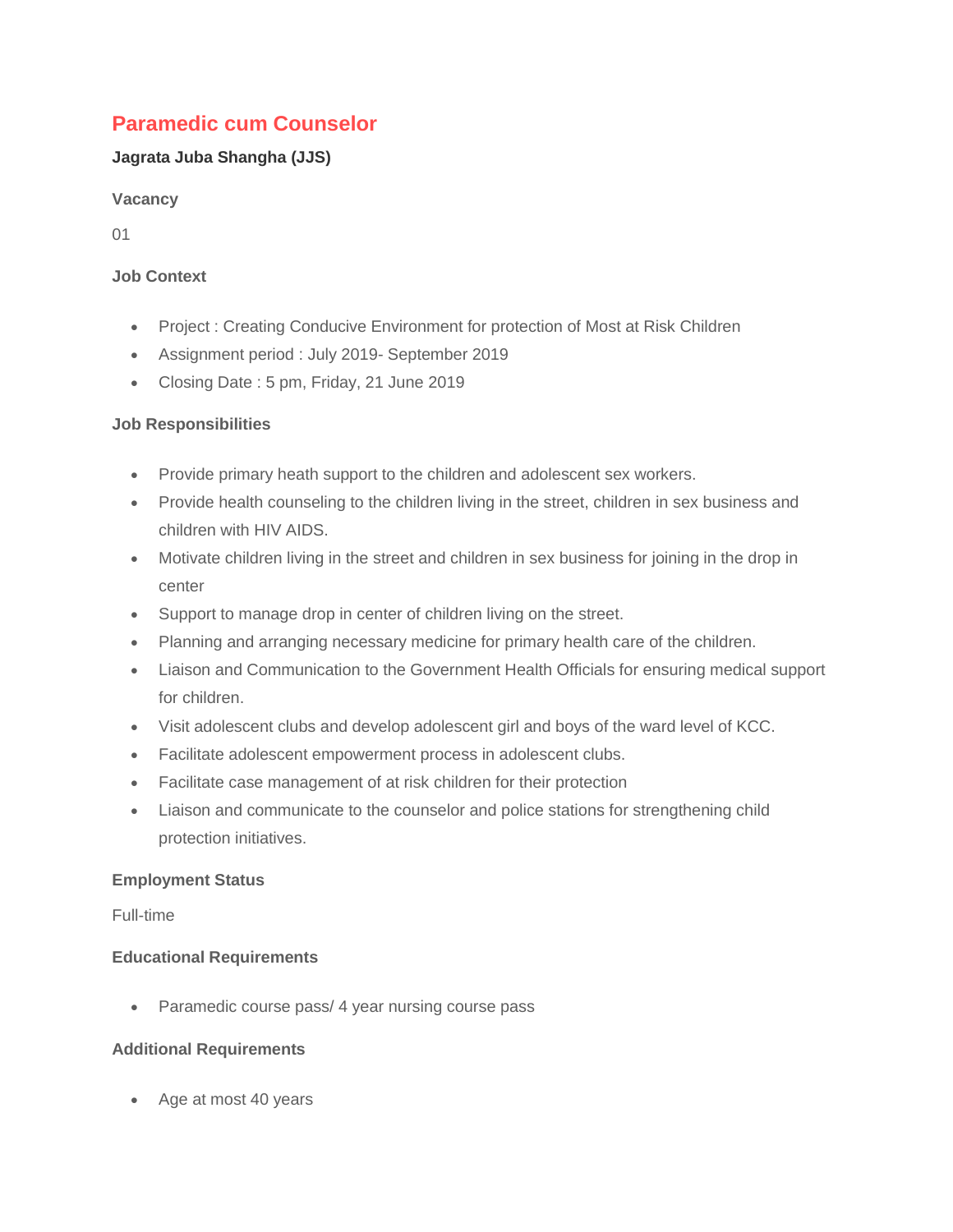# Paramedic cum Counselor

**Jagrata Juba Shangha (JJS)**

### Vacancy

01

### Job Context

- Project : Creating Conducive Environment for protection of Most at Risk Children
- Assignment period : July 2019- September 2019
- Closing Date : 5 pm, Friday, 21 June 2019

### Job Responsibilities

- Provide primary heath support to the children and adolescent sex workers.
- Provide health counseling to the children living in the street, children in sex business and children with HIV AIDS.
- Motivate children living in the street and children in sex business for joining in the drop in center
- Support to manage drop in center of children living on the street.
- Planning and arranging necessary medicine for primary health care of the children.
- Liaison and Communication to the Government Health Officials for ensuring medical support for children.
- Visit adolescent clubs and develop adolescent girl and boys of the ward level of KCC.
- Facilitate adolescent empowerment process in adolescent clubs.
- Facilitate case management of at risk children for their protection
- Liaison and communicate to the counselor and police stations for strengthening child protection initiatives.

### Employment Status

Full-time

### Educational Requirements

- Paramedic course pass/ 4 year nursing course pass

### Additional Requirements

- Age at most 40 years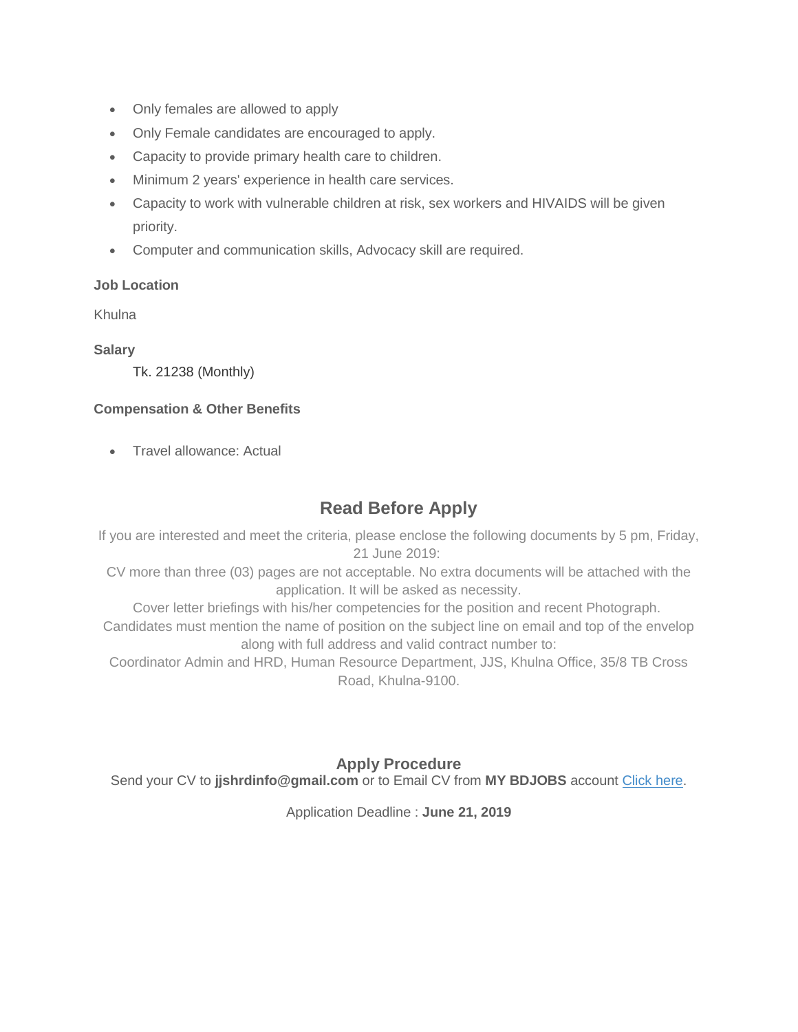- Only females are allowed to apply
- Only Female candidates are encouraged to apply.
- Capacity to provide primary health care to children.
- Minimum 2 years' experience in health care services.
- Capacity to work with vulnerable children at risk, sex workers and HIVAIDS will be given priority.
- Computer and communication skills, Advocacy skill are required.

**Job Location**

Khulna

**Salary**

Tk. 21238 (Monthly)

**Compensation & Other Benefits**

- Travel allowance: Actual

## Read Before Apply

If you are interested and meet the criteria, please enclose the following documents by 5 pm, Friday, 21 June 2019:
CV more than three (03) pages are not acceptable. No extra documents will be attached with the application. It will be asked as necessity.
Cover letter briefings with his/her competencies for the position and recent Photograph.
Candidates must mention the name of position on the subject line on email and top of the envelop along with full address and valid contract number to:
Coordinator Admin and HRD, Human Resource Department, JJS, Khulna Office, 35/8 TB Cross Road, Khulna-9100.

### Apply Procedure

Send your CV to **jjshrdinfo@gmail.com** or to Email CV from **MY BDJOBS** account Click here.

Application Deadline : **June 21, 2019**